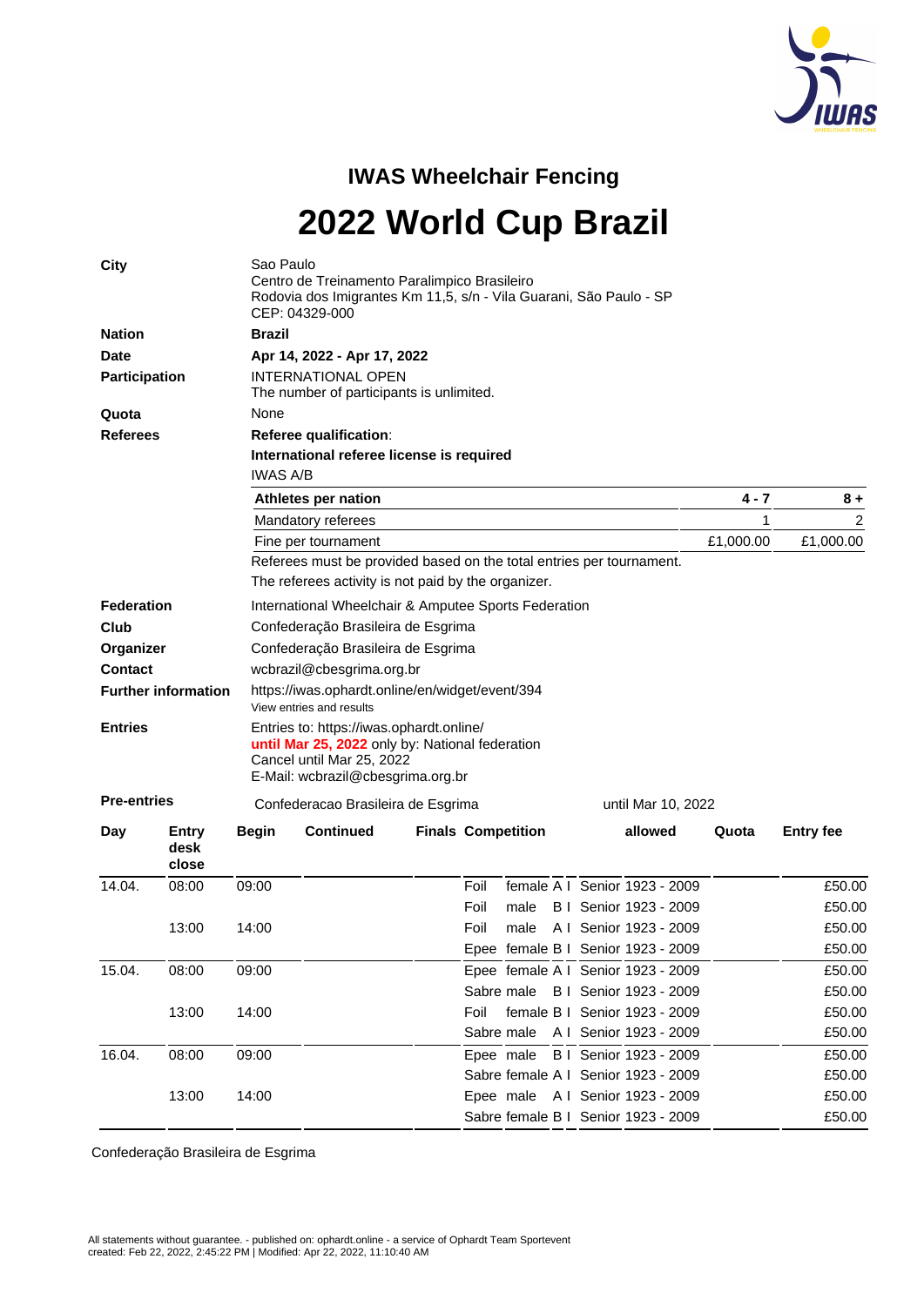## IWAS Wheelchair Fencing

# 2022 World Cup Brazil

| | |
|---|---|
| **City** | Sao Paulo<br>Centro de Treinamento Paralimpico Brasileiro<br>Rodovia dos Imigrantes Km 11,5, s/n - Vila Guarani, São Paulo - SP<br>CEP: 04329-000 |
| **Nation** | **Brazil** |
| **Date** | **Apr 14, 2022 - Apr 17, 2022** |
| **Participation** | INTERNATIONAL OPEN<br>The number of participants is unlimited. |
| **Quota** | None |
| **Referees** | **Referee qualification**:<br>**International referee license is required**<br>IWAS A/B |

| **Athletes per nation** | **4 - 7** | **8 +** |
|---|---|---|
| Mandatory referees | 1 | 2 |
| Fine per tournament | £1,000.00 | £1,000.00 |

Referees must be provided based on the total entries per tournament.

The referees activity is not paid by the organizer.

| | |
|---|---|
| **Federation** | International Wheelchair & Amputee Sports Federation |
| **Club** | Confederação Brasileira de Esgrima |
| **Organizer** | Confederação Brasileira de Esgrima |
| **Contact** | wcbrazil@cbesgrima.org.br |
| **Further information** | https://iwas.ophardt.online/en/widget/event/394<br>View entries and results |
| **Entries** | Entries to: https://iwas.ophardt.online/<br>**until Mar 25, 2022** only by: National federation<br>Cancel until Mar 25, 2022<br>E-Mail: wcbrazil@cbesgrima.org.br |
| **Pre-entries** | Confederacao Brasileira de Esgrima — until Mar 10, 2022 |

| Day | Entry desk close | Begin | Continued | Finals | Competition | allowed | Quota | Entry fee |
|---|---|---|---|---|---|---|---|---|
| 14.04. | 08:00 | 09:00 | | | Foil female A I | Senior 1923 - 2009 | | £50.00 |
| | | | | | Foil male B I | Senior 1923 - 2009 | | £50.00 |
| | 13:00 | 14:00 | | | Foil male A I | Senior 1923 - 2009 | | £50.00 |
| | | | | | Epee female B I | Senior 1923 - 2009 | | £50.00 |
| 15.04. | 08:00 | 09:00 | | | Epee female A I | Senior 1923 - 2009 | | £50.00 |
| | | | | | Sabre male B I | Senior 1923 - 2009 | | £50.00 |
| | 13:00 | 14:00 | | | Foil female B I | Senior 1923 - 2009 | | £50.00 |
| | | | | | Sabre male A I | Senior 1923 - 2009 | | £50.00 |
| 16.04. | 08:00 | 09:00 | | | Epee male B I | Senior 1923 - 2009 | | £50.00 |
| | | | | | Sabre female A I | Senior 1923 - 2009 | | £50.00 |
| | 13:00 | 14:00 | | | Epee male A I | Senior 1923 - 2009 | | £50.00 |
| | | | | | Sabre female B I | Senior 1923 - 2009 | | £50.00 |

Confederação Brasileira de Esgrima

All statements without guarantee. - published on: ophardt.online - a service of Ophardt Team Sportevent
created: Feb 22, 2022, 2:45:22 PM | Modified: Apr 22, 2022, 11:10:40 AM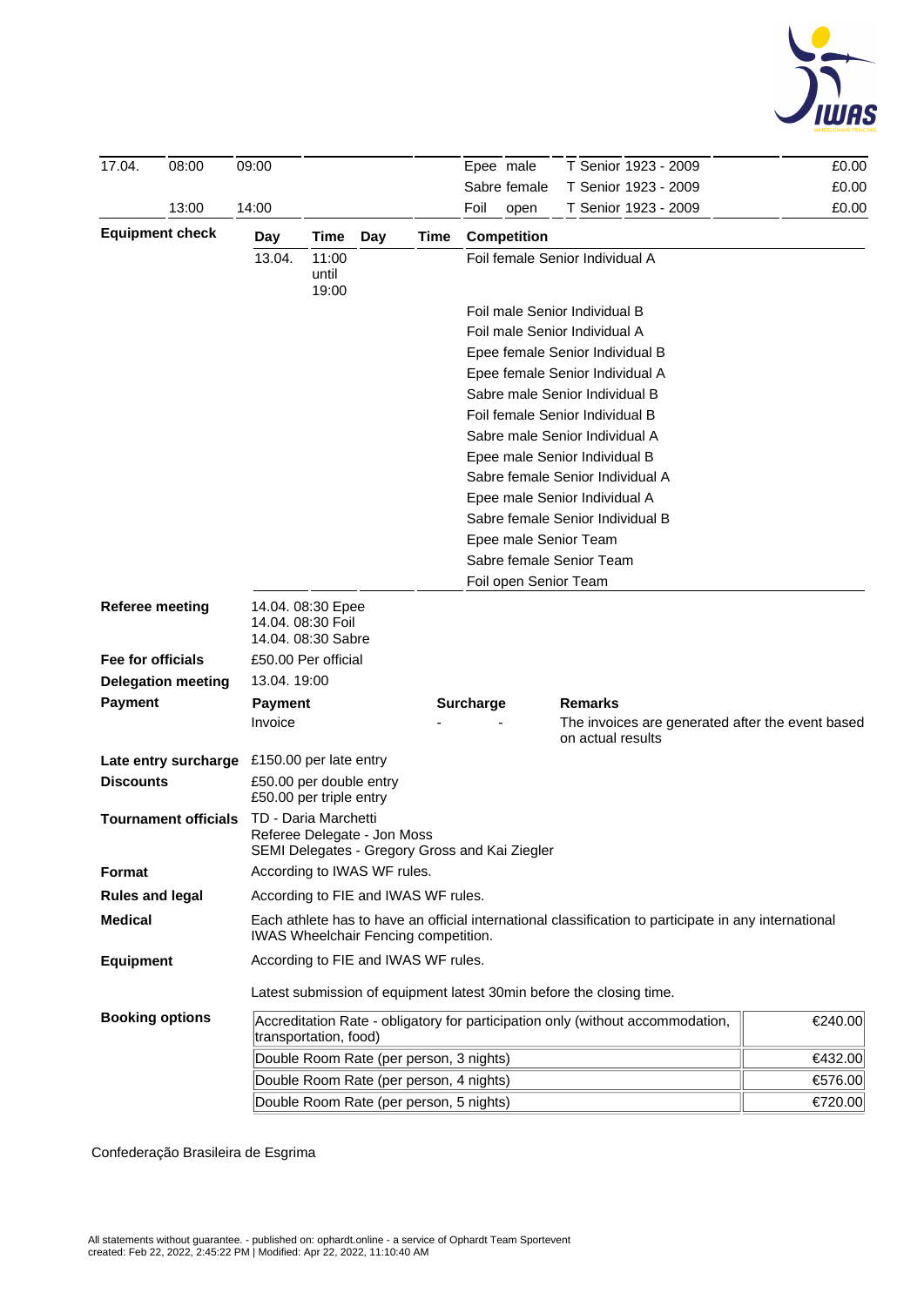| 17.04. | 08:00 | 09:00 | | | Epee male | T Senior 1923 - 2009 | £0.00 |
|---|---|---|---|---|---|---|---|
| | | | | | Sabre female | T Senior 1923 - 2009 | £0.00 |
| | 13:00 | 14:00 | | | Foil open | T Senior 1923 - 2009 | £0.00 |

**Equipment check**

| Day | Time | Day | Time | Competition |
|---|---|---|---|---|
| 13.04. | 11:00 until 19:00 | | | Foil female Senior Individual A |
| | | | | Foil male Senior Individual B |
| | | | | Foil male Senior Individual A |
| | | | | Epee female Senior Individual B |
| | | | | Epee female Senior Individual A |
| | | | | Sabre male Senior Individual B |
| | | | | Foil female Senior Individual B |
| | | | | Sabre male Senior Individual A |
| | | | | Epee male Senior Individual B |
| | | | | Sabre female Senior Individual A |
| | | | | Epee male Senior Individual A |
| | | | | Sabre female Senior Individual B |
| | | | | Epee male Senior Team |
| | | | | Sabre female Senior Team |
| | | | | Foil open Senior Team |

**Referee meeting**
14.04. 08:30 Epee
14.04. 08:30 Foil
14.04. 08:30 Sabre

**Fee for officials** £50.00 Per official

**Delegation meeting** 13.04. 19:00

**Payment**

| Payment | Surcharge | Remarks |
|---|---|---|
| Invoice | - - | The invoices are generated after the event based on actual results |

**Late entry surcharge** £150.00 per late entry

**Discounts**
£50.00 per double entry
£50.00 per triple entry

**Tournament officials**
TD - Daria Marchetti
Referee Delegate - Jon Moss
SEMI Delegates - Gregory Gross and Kai Ziegler

**Format** According to IWAS WF rules.

**Rules and legal** According to FIE and IWAS WF rules.

**Medical** Each athlete has to have an official international classification to participate in any international IWAS Wheelchair Fencing competition.

**Equipment** According to FIE and IWAS WF rules.

Latest submission of equipment latest 30min before the closing time.

**Booking options**

| Option | Price |
|---|---|
| Accreditation Rate - obligatory for participation only (without accommodation, transportation, food) | €240.00 |
| Double Room Rate (per person, 3 nights) | €432.00 |
| Double Room Rate (per person, 4 nights) | €576.00 |
| Double Room Rate (per person, 5 nights) | €720.00 |

Confederação Brasileira de Esgrima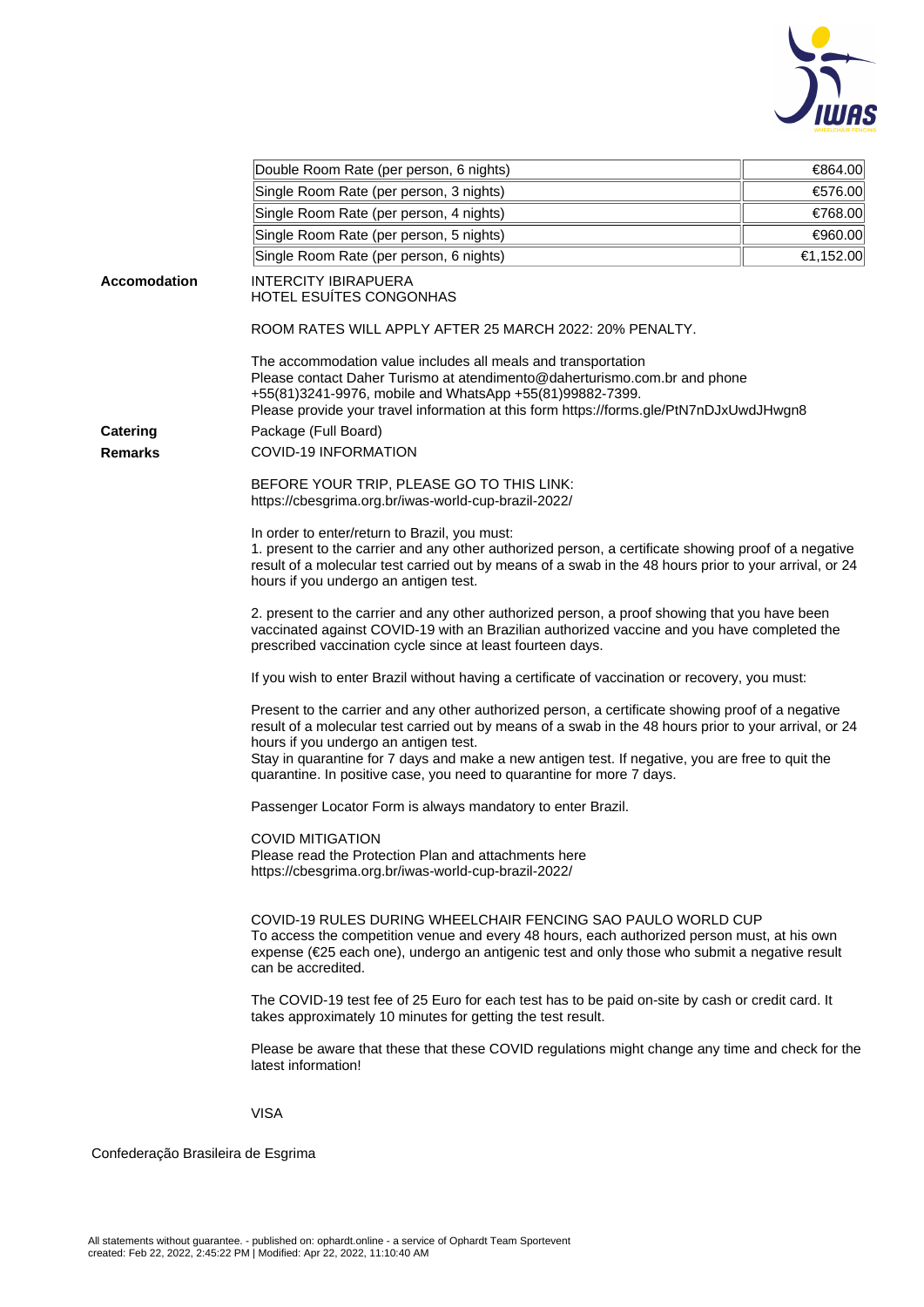| Double Room Rate (per person, 6 nights) | €864.00 |
|---|---|
| Single Room Room Rate (per person, 3 nights) | €576.00 |
| Single Room Rate (per person, 4 nights) | €768.00 |
| Single Room Rate (per person, 5 nights) | €960.00 |
| Single Room Rate (per person, 6 nights) | €1,152.00 |

**Accomodation**

INTERCITY IBIRAPUERA
HOTEL ESUÍTES CONGONHAS

ROOM RATES WILL APPLY AFTER 25 MARCH 2022: 20% PENALTY.

The accommodation value includes all meals and transportation
Please contact Daher Turismo at atendimento@daherturismo.com.br and phone +55(81)3241-9976, mobile and WhatsApp +55(81)99882-7399.
Please provide your travel information at this form https://forms.gle/PtN7nDJxUwdJHwgn8

**Catering**

Package (Full Board)

**Remarks**

COVID-19 INFORMATION

BEFORE YOUR TRIP, PLEASE GO TO THIS LINK:
https://cbesgrima.org.br/iwas-world-cup-brazil-2022/

In order to enter/return to Brazil, you must:
1. present to the carrier and any other authorized person, a certificate showing proof of a negative result of a molecular test carried out by means of a swab in the 48 hours prior to your arrival, or 24 hours if you undergo an antigen test.

2. present to the carrier and any other authorized person, a proof showing that you have been vaccinated against COVID-19 with an Brazilian authorized vaccine and you have completed the prescribed vaccination cycle since at least fourteen days.

If you wish to enter Brazil without having a certificate of vaccination or recovery, you must:

Present to the carrier and any other authorized person, a certificate showing proof of a negative result of a molecular test carried out by means of a swab in the 48 hours prior to your arrival, or 24 hours if you undergo an antigen test.
Stay in quarantine for 7 days and make a new antigen test. If negative, you are free to quit the quarantine. In positive case, you need to quarantine for more 7 days.

Passenger Locator Form is always mandatory to enter Brazil.

COVID MITIGATION
Please read the Protection Plan and attachments here
https://cbesgrima.org.br/iwas-world-cup-brazil-2022/

COVID-19 RULES DURING WHEELCHAIR FENCING SAO PAULO WORLD CUP
To access the competition venue and every 48 hours, each authorized person must, at his own expense (€25 each one), undergo an antigenic test and only those who submit a negative result can be accredited.

The COVID-19 test fee of 25 Euro for each test has to be paid on-site by cash or credit card. It takes approximately 10 minutes for getting the test result.

Please be aware that these that these COVID regulations might change any time and check for the latest information!

VISA

Confederação Brasileira de Esgrima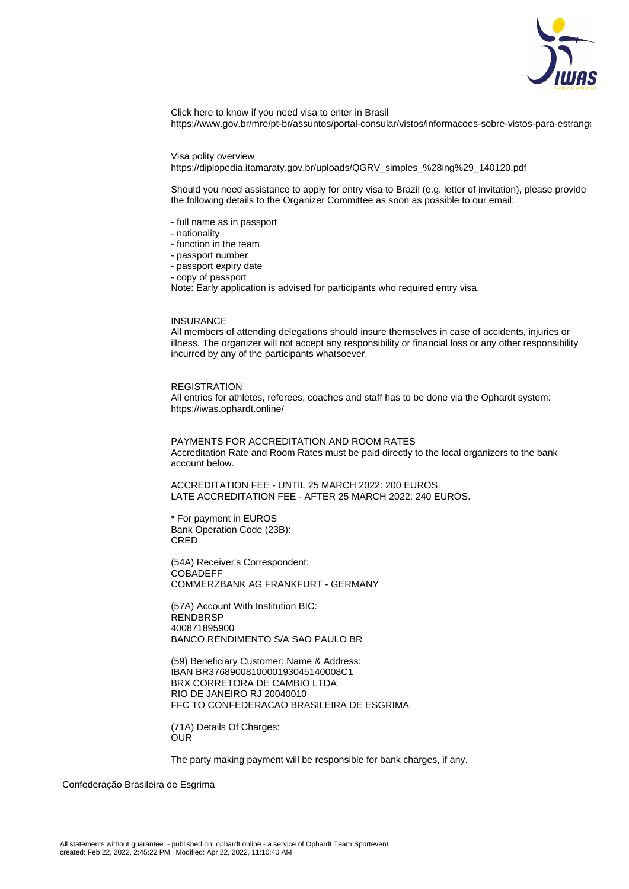Click here to know if you need visa to enter in Brasil
https://www.gov.br/mre/pt-br/assuntos/portal-consular/vistos/informacoes-sobre-vistos-para-estrange

Visa polity overview
https://diplopedia.itamaraty.gov.br/uploads/QGRV_simples_%28ing%29_140120.pdf

Should you need assistance to apply for entry visa to Brazil (e.g. letter of invitation), please provide the following details to the Organizer Committee as soon as possible to our email:

- full name as in passport
- nationality
- function in the team
- passport number
- passport expiry date
- copy of passport

Note: Early application is advised for participants who required entry visa.

## INSURANCE

All members of attending delegations should insure themselves in case of accidents, injuries or illness. The organizer will not accept any responsibility or financial loss or any other responsibility incurred by any of the participants whatsoever.

## REGISTRATION

All entries for athletes, referees, coaches and staff has to be done via the Ophardt system: https://iwas.ophardt.online/

## PAYMENTS FOR ACCREDITATION AND ROOM RATES

Accreditation Rate and Room Rates must be paid directly to the local organizers to the bank account below.

ACCREDITATION FEE - UNTIL 25 MARCH 2022: 200 EUROS.
LATE ACCREDITATION FEE - AFTER 25 MARCH 2022: 240 EUROS.

* For payment in EUROS
Bank Operation Code (23B):
CRED

(54A) Receiver's Correspondent:
COBADEFF
COMMERZBANK AG FRANKFURT - GERMANY

(57A) Account With Institution BIC:
RENDBRSP
400871895900
BANCO RENDIMENTO S/A SAO PAULO BR

(59) Beneficiary Customer: Name & Address:
IBAN BR3768900810000193045140008C1
BRX CORRETORA DE CAMBIO LTDA
RIO DE JANEIRO RJ 20040010
FFC TO CONFEDERACAO BRASILEIRA DE ESGRIMA

(71A) Details Of Charges:
OUR

The party making payment will be responsible for bank charges, if any.

Confederação Brasileira de Esgrima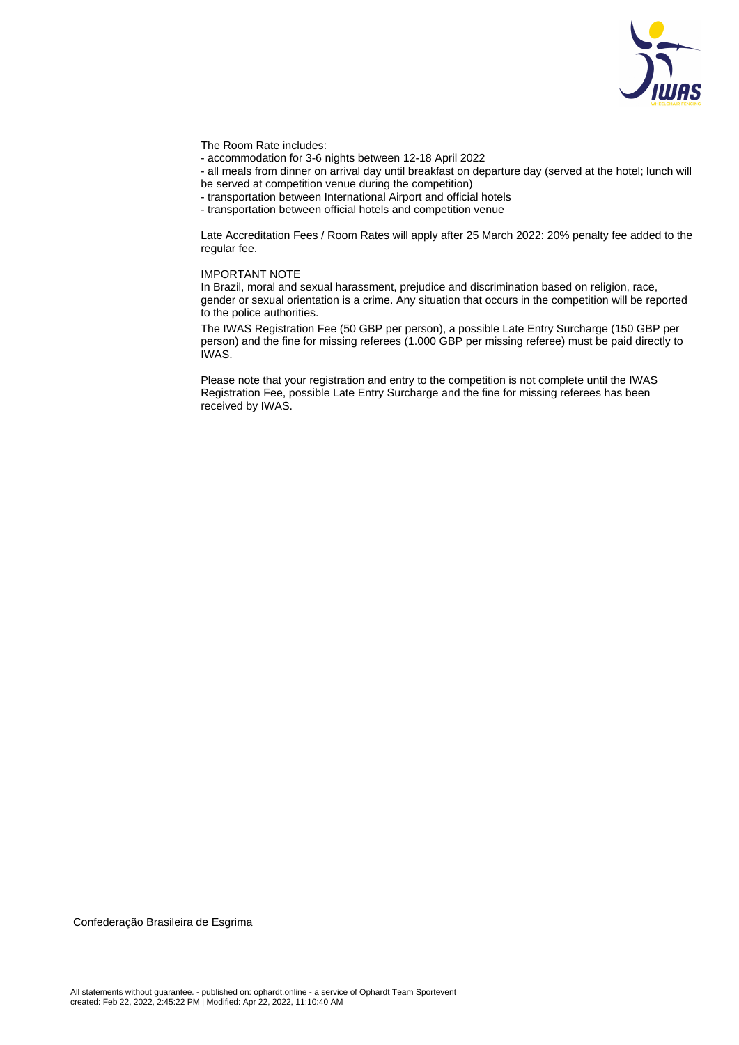The Room Rate includes:

- accommodation for 3-6 nights between 12-18 April 2022
- all meals from dinner on arrival day until breakfast on departure day (served at the hotel; lunch will be served at competition venue during the competition)
- transportation between International Airport and official hotels
- transportation between official hotels and competition venue

Late Accreditation Fees / Room Rates will apply after 25 March 2022: 20% penalty fee added to the regular fee.

IMPORTANT NOTE

In Brazil, moral and sexual harassment, prejudice and discrimination based on religion, race, gender or sexual orientation is a crime. Any situation that occurs in the competition will be reported to the police authorities.

The IWAS Registration Fee (50 GBP per person), a possible Late Entry Surcharge (150 GBP per person) and the fine for missing referees (1.000 GBP per missing referee) must be paid directly to IWAS.

Please note that your registration and entry to the competition is not complete until the IWAS Registration Fee, possible Late Entry Surcharge and the fine for missing referees has been received by IWAS.

Confederação Brasileira de Esgrima

All statements without guarantee. - published on: ophardt.online - a service of Ophardt Team Sportevent
created: Feb 22, 2022, 2:45:22 PM | Modified: Apr 22, 2022, 11:10:40 AM